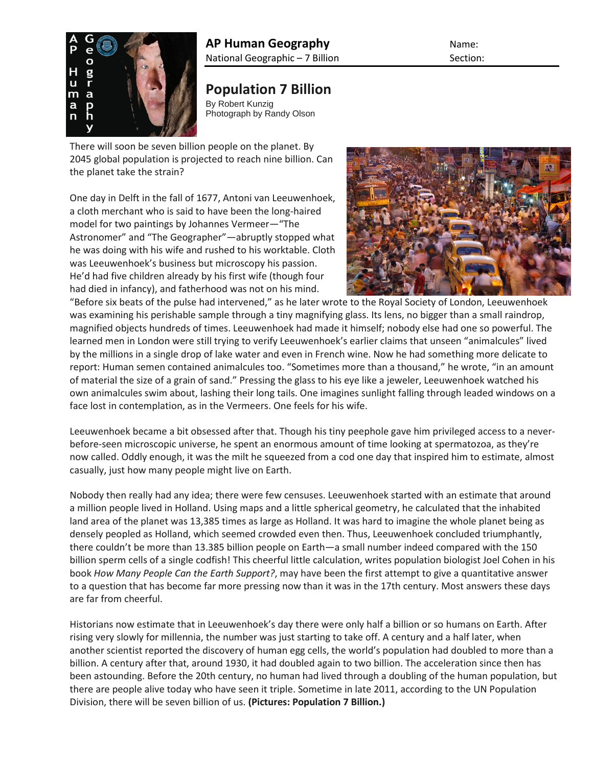**AP Human Geography**
National Geographic – 7 Billion

Name:
Section:

# Population 7 Billion

By Robert Kunzig
Photograph by Randy Olson

There will soon be seven billion people on the planet. By 2045 global population is projected to reach nine billion. Can the planet take the strain?

One day in Delft in the fall of 1677, Antoni van Leeuwenhoek, a cloth merchant who is said to have been the long-haired model for two paintings by Johannes Vermeer—"The Astronomer" and "The Geographer"—abruptly stopped what he was doing with his wife and rushed to his worktable. Cloth was Leeuwenhoek's business but microscopy his passion. He'd had five children already by his first wife (though four had died in infancy), and fatherhood was not on his mind. "Before six beats of the pulse had intervened," as he later wrote to the Royal Society of London, Leeuwenhoek was examining his perishable sample through a tiny magnifying glass. Its lens, no bigger than a small raindrop, magnified objects hundreds of times. Leeuwenhoek had made it himself; nobody else had one so powerful. The learned men in London were still trying to verify Leeuwenhoek's earlier claims that unseen "animalcules" lived by the millions in a single drop of lake water and even in French wine. Now he had something more delicate to report: Human semen contained animalcules too. "Sometimes more than a thousand," he wrote, "in an amount of material the size of a grain of sand." Pressing the glass to his eye like a jeweler, Leeuwenhoek watched his own animalcules swim about, lashing their long tails. One imagines sunlight falling through leaded windows on a face lost in contemplation, as in the Vermeers. One feels for his wife.

Leeuwenhoek became a bit obsessed after that. Though his tiny peephole gave him privileged access to a never-before-seen microscopic universe, he spent an enormous amount of time looking at spermatozoa, as they're now called. Oddly enough, it was the milt he squeezed from a cod one day that inspired him to estimate, almost casually, just how many people might live on Earth.

Nobody then really had any idea; there were few censuses. Leeuwenhoek started with an estimate that around a million people lived in Holland. Using maps and a little spherical geometry, he calculated that the inhabited land area of the planet was 13,385 times as large as Holland. It was hard to imagine the whole planet being as densely peopled as Holland, which seemed crowded even then. Thus, Leeuwenhoek concluded triumphantly, there couldn't be more than 13.385 billion people on Earth—a small number indeed compared with the 150 billion sperm cells of a single codfish! This cheerful little calculation, writes population biologist Joel Cohen in his book *How Many People Can the Earth Support?*, may have been the first attempt to give a quantitative answer to a question that has become far more pressing now than it was in the 17th century. Most answers these days are far from cheerful.

Historians now estimate that in Leeuwenhoek's day there were only half a billion or so humans on Earth. After rising very slowly for millennia, the number was just starting to take off. A century and a half later, when another scientist reported the discovery of human egg cells, the world's population had doubled to more than a billion. A century after that, around 1930, it had doubled again to two billion. The acceleration since then has been astounding. Before the 20th century, no human had lived through a doubling of the human population, but there are people alive today who have seen it triple. Sometime in late 2011, according to the UN Population Division, there will be seven billion of us. **(Pictures: Population 7 Billion.)**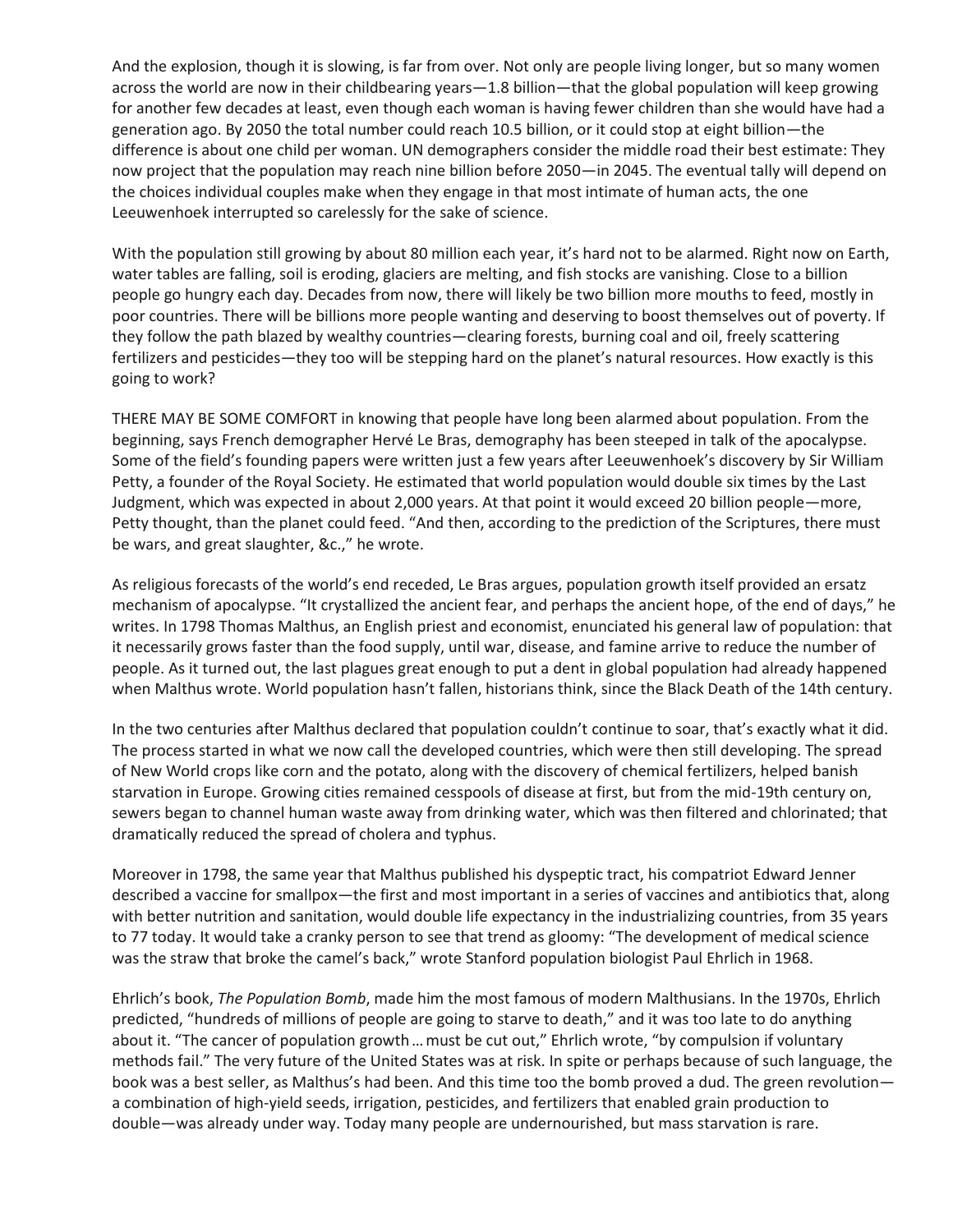And the explosion, though it is slowing, is far from over. Not only are people living longer, but so many women across the world are now in their childbearing years—1.8 billion—that the global population will keep growing for another few decades at least, even though each woman is having fewer children than she would have had a generation ago. By 2050 the total number could reach 10.5 billion, or it could stop at eight billion—the difference is about one child per woman. UN demographers consider the middle road their best estimate: They now project that the population may reach nine billion before 2050—in 2045. The eventual tally will depend on the choices individual couples make when they engage in that most intimate of human acts, the one Leeuwenhoek interrupted so carelessly for the sake of science.

With the population still growing by about 80 million each year, it's hard not to be alarmed. Right now on Earth, water tables are falling, soil is eroding, glaciers are melting, and fish stocks are vanishing. Close to a billion people go hungry each day. Decades from now, there will likely be two billion more mouths to feed, mostly in poor countries. There will be billions more people wanting and deserving to boost themselves out of poverty. If they follow the path blazed by wealthy countries—clearing forests, burning coal and oil, freely scattering fertilizers and pesticides—they too will be stepping hard on the planet's natural resources. How exactly is this going to work?

THERE MAY BE SOME COMFORT in knowing that people have long been alarmed about population. From the beginning, says French demographer Hervé Le Bras, demography has been steeped in talk of the apocalypse. Some of the field's founding papers were written just a few years after Leeuwenhoek's discovery by Sir William Petty, a founder of the Royal Society. He estimated that world population would double six times by the Last Judgment, which was expected in about 2,000 years. At that point it would exceed 20 billion people—more, Petty thought, than the planet could feed. "And then, according to the prediction of the Scriptures, there must be wars, and great slaughter, &c.," he wrote.

As religious forecasts of the world's end receded, Le Bras argues, population growth itself provided an ersatz mechanism of apocalypse. "It crystallized the ancient fear, and perhaps the ancient hope, of the end of days," he writes. In 1798 Thomas Malthus, an English priest and economist, enunciated his general law of population: that it necessarily grows faster than the food supply, until war, disease, and famine arrive to reduce the number of people. As it turned out, the last plagues great enough to put a dent in global population had already happened when Malthus wrote. World population hasn't fallen, historians think, since the Black Death of the 14th century.

In the two centuries after Malthus declared that population couldn't continue to soar, that's exactly what it did. The process started in what we now call the developed countries, which were then still developing. The spread of New World crops like corn and the potato, along with the discovery of chemical fertilizers, helped banish starvation in Europe. Growing cities remained cesspools of disease at first, but from the mid-19th century on, sewers began to channel human waste away from drinking water, which was then filtered and chlorinated; that dramatically reduced the spread of cholera and typhus.

Moreover in 1798, the same year that Malthus published his dyspeptic tract, his compatriot Edward Jenner described a vaccine for smallpox—the first and most important in a series of vaccines and antibiotics that, along with better nutrition and sanitation, would double life expectancy in the industrializing countries, from 35 years to 77 today. It would take a cranky person to see that trend as gloomy: "The development of medical science was the straw that broke the camel's back," wrote Stanford population biologist Paul Ehrlich in 1968.

Ehrlich's book, *The Population Bomb*, made him the most famous of modern Malthusians. In the 1970s, Ehrlich predicted, "hundreds of millions of people are going to starve to death," and it was too late to do anything about it. "The cancer of population growth … must be cut out," Ehrlich wrote, "by compulsion if voluntary methods fail." The very future of the United States was at risk. In spite or perhaps because of such language, the book was a best seller, as Malthus's had been. And this time too the bomb proved a dud. The green revolution—a combination of high-yield seeds, irrigation, pesticides, and fertilizers that enabled grain production to double—was already under way. Today many people are undernourished, but mass starvation is rare.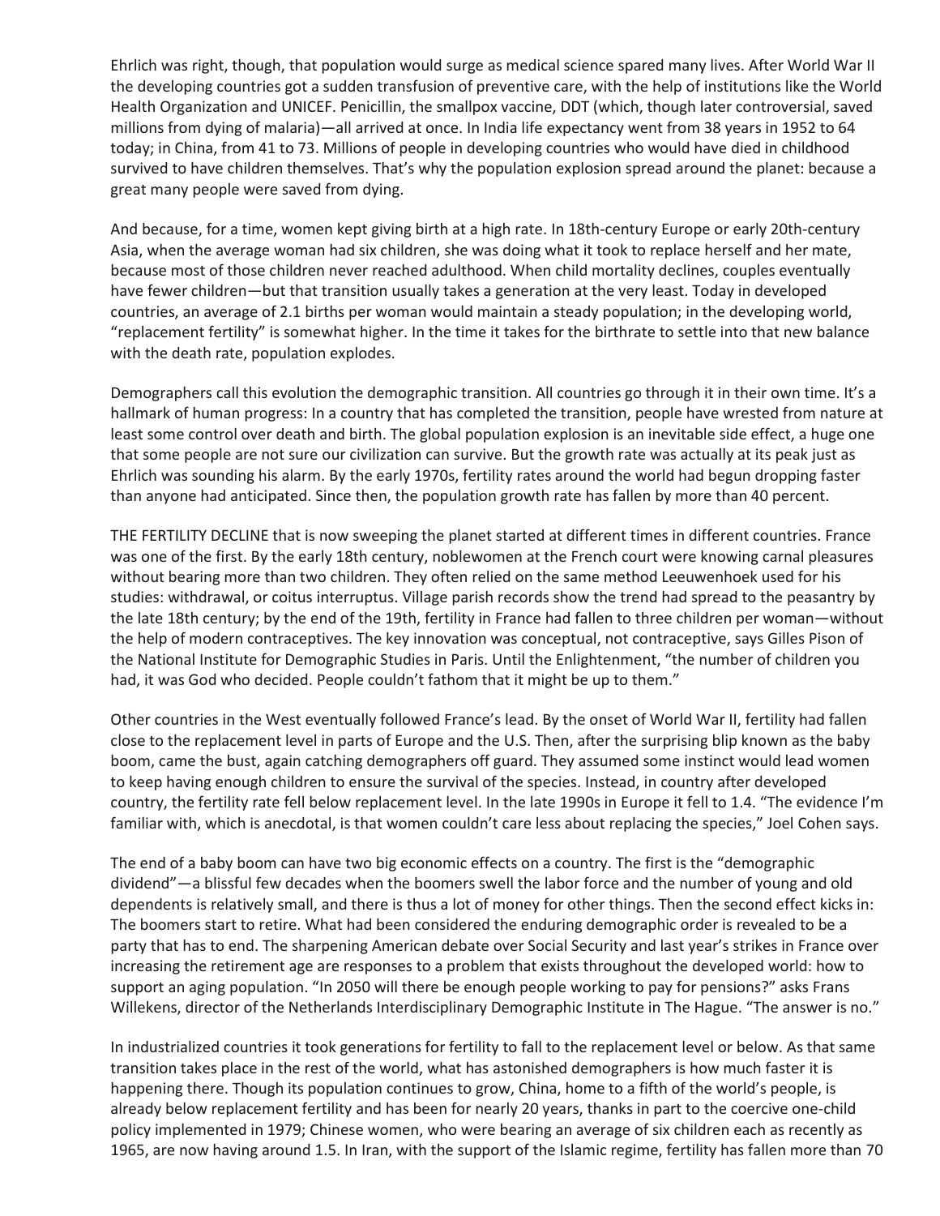Ehrlich was right, though, that population would surge as medical science spared many lives. After World War II the developing countries got a sudden transfusion of preventive care, with the help of institutions like the World Health Organization and UNICEF. Penicillin, the smallpox vaccine, DDT (which, though later controversial, saved millions from dying of malaria)—all arrived at once. In India life expectancy went from 38 years in 1952 to 64 today; in China, from 41 to 73. Millions of people in developing countries who would have died in childhood survived to have children themselves. That's why the population explosion spread around the planet: because a great many people were saved from dying.

And because, for a time, women kept giving birth at a high rate. In 18th-century Europe or early 20th-century Asia, when the average woman had six children, she was doing what it took to replace herself and her mate, because most of those children never reached adulthood. When child mortality declines, couples eventually have fewer children—but that transition usually takes a generation at the very least. Today in developed countries, an average of 2.1 births per woman would maintain a steady population; in the developing world, "replacement fertility" is somewhat higher. In the time it takes for the birthrate to settle into that new balance with the death rate, population explodes.

Demographers call this evolution the demographic transition. All countries go through it in their own time. It's a hallmark of human progress: In a country that has completed the transition, people have wrested from nature at least some control over death and birth. The global population explosion is an inevitable side effect, a huge one that some people are not sure our civilization can survive. But the growth rate was actually at its peak just as Ehrlich was sounding his alarm. By the early 1970s, fertility rates around the world had begun dropping faster than anyone had anticipated. Since then, the population growth rate has fallen by more than 40 percent.

THE FERTILITY DECLINE that is now sweeping the planet started at different times in different countries. France was one of the first. By the early 18th century, noblewomen at the French court were knowing carnal pleasures without bearing more than two children. They often relied on the same method Leeuwenhoek used for his studies: withdrawal, or coitus interruptus. Village parish records show the trend had spread to the peasantry by the late 18th century; by the end of the 19th, fertility in France had fallen to three children per woman—without the help of modern contraceptives. The key innovation was conceptual, not contraceptive, says Gilles Pison of the National Institute for Demographic Studies in Paris. Until the Enlightenment, "the number of children you had, it was God who decided. People couldn't fathom that it might be up to them."

Other countries in the West eventually followed France's lead. By the onset of World War II, fertility had fallen close to the replacement level in parts of Europe and the U.S. Then, after the surprising blip known as the baby boom, came the bust, again catching demographers off guard. They assumed some instinct would lead women to keep having enough children to ensure the survival of the species. Instead, in country after developed country, the fertility rate fell below replacement level. In the late 1990s in Europe it fell to 1.4. "The evidence I'm familiar with, which is anecdotal, is that women couldn't care less about replacing the species," Joel Cohen says.

The end of a baby boom can have two big economic effects on a country. The first is the "demographic dividend"—a blissful few decades when the boomers swell the labor force and the number of young and old dependents is relatively small, and there is thus a lot of money for other things. Then the second effect kicks in: The boomers start to retire. What had been considered the enduring demographic order is revealed to be a party that has to end. The sharpening American debate over Social Security and last year's strikes in France over increasing the retirement age are responses to a problem that exists throughout the developed world: how to support an aging population. "In 2050 will there be enough people working to pay for pensions?" asks Frans Willekens, director of the Netherlands Interdisciplinary Demographic Institute in The Hague. "The answer is no."

In industrialized countries it took generations for fertility to fall to the replacement level or below. As that same transition takes place in the rest of the world, what has astonished demographers is how much faster it is happening there. Though its population continues to grow, China, home to a fifth of the world's people, is already below replacement fertility and has been for nearly 20 years, thanks in part to the coercive one-child policy implemented in 1979; Chinese women, who were bearing an average of six children each as recently as 1965, are now having around 1.5. In Iran, with the support of the Islamic regime, fertility has fallen more than 70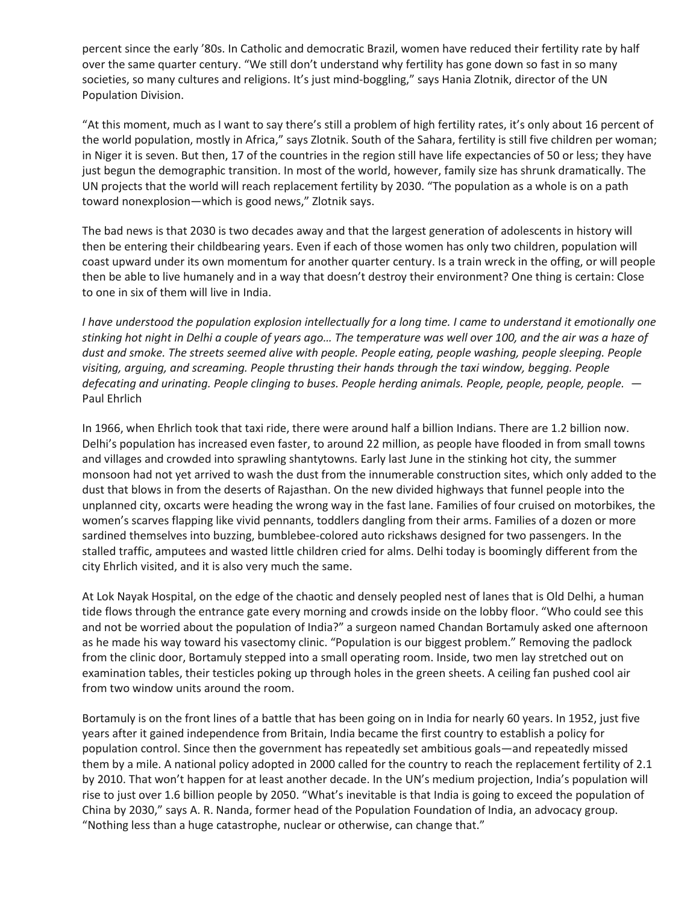percent since the early ’80s. In Catholic and democratic Brazil, women have reduced their fertility rate by half over the same quarter century. “We still don’t understand why fertility has gone down so fast in so many societies, so many cultures and religions. It’s just mind-boggling,” says Hania Zlotnik, director of the UN Population Division.

“At this moment, much as I want to say there’s still a problem of high fertility rates, it’s only about 16 percent of the world population, mostly in Africa,” says Zlotnik. South of the Sahara, fertility is still five children per woman; in Niger it is seven. But then, 17 of the countries in the region still have life expectancies of 50 or less; they have just begun the demographic transition. In most of the world, however, family size has shrunk dramatically. The UN projects that the world will reach replacement fertility by 2030. “The population as a whole is on a path toward nonexplosion—which is good news,” Zlotnik says.

The bad news is that 2030 is two decades away and that the largest generation of adolescents in history will then be entering their childbearing years. Even if each of those women has only two children, population will coast upward under its own momentum for another quarter century. Is a train wreck in the offing, or will people then be able to live humanely and in a way that doesn’t destroy their environment? One thing is certain: Close to one in six of them will live in India.

*I have understood the population explosion intellectually for a long time. I came to understand it emotionally one stinking hot night in Delhi a couple of years ago… The temperature was well over 100, and the air was a haze of dust and smoke. The streets seemed alive with people. People eating, people washing, people sleeping. People visiting, arguing, and screaming. People thrusting their hands through the taxi window, begging. People defecating and urinating. People clinging to buses. People herding animals. People, people, people, people.* — Paul Ehrlich

In 1966, when Ehrlich took that taxi ride, there were around half a billion Indians. There are 1.2 billion now. Delhi’s population has increased even faster, to around 22 million, as people have flooded in from small towns and villages and crowded into sprawling shantytowns. Early last June in the stinking hot city, the summer monsoon had not yet arrived to wash the dust from the innumerable construction sites, which only added to the dust that blows in from the deserts of Rajasthan. On the new divided highways that funnel people into the unplanned city, oxcarts were heading the wrong way in the fast lane. Families of four cruised on motorbikes, the women’s scarves flapping like vivid pennants, toddlers dangling from their arms. Families of a dozen or more sardined themselves into buzzing, bumblebee-colored auto rickshaws designed for two passengers. In the stalled traffic, amputees and wasted little children cried for alms. Delhi today is boomingly different from the city Ehrlich visited, and it is also very much the same.

At Lok Nayak Hospital, on the edge of the chaotic and densely peopled nest of lanes that is Old Delhi, a human tide flows through the entrance gate every morning and crowds inside on the lobby floor. “Who could see this and not be worried about the population of India?” a surgeon named Chandan Bortamuly asked one afternoon as he made his way toward his vasectomy clinic. “Population is our biggest problem.” Removing the padlock from the clinic door, Bortamuly stepped into a small operating room. Inside, two men lay stretched out on examination tables, their testicles poking up through holes in the green sheets. A ceiling fan pushed cool air from two window units around the room.

Bortamuly is on the front lines of a battle that has been going on in India for nearly 60 years. In 1952, just five years after it gained independence from Britain, India became the first country to establish a policy for population control. Since then the government has repeatedly set ambitious goals—and repeatedly missed them by a mile. A national policy adopted in 2000 called for the country to reach the replacement fertility of 2.1 by 2010. That won’t happen for at least another decade. In the UN’s medium projection, India’s population will rise to just over 1.6 billion people by 2050. “What’s inevitable is that India is going to exceed the population of China by 2030,” says A. R. Nanda, former head of the Population Foundation of India, an advocacy group. “Nothing less than a huge catastrophe, nuclear or otherwise, can change that.”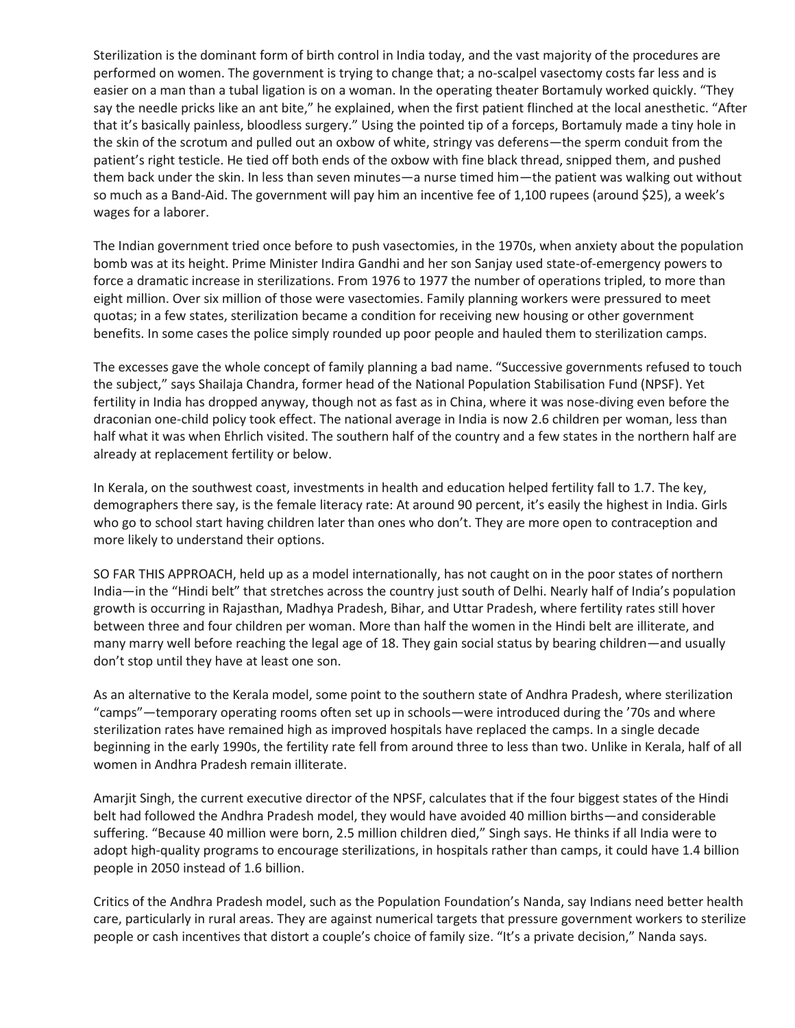Sterilization is the dominant form of birth control in India today, and the vast majority of the procedures are performed on women. The government is trying to change that; a no-scalpel vasectomy costs far less and is easier on a man than a tubal ligation is on a woman. In the operating theater Bortamuly worked quickly. "They say the needle pricks like an ant bite," he explained, when the first patient flinched at the local anesthetic. "After that it's basically painless, bloodless surgery." Using the pointed tip of a forceps, Bortamuly made a tiny hole in the skin of the scrotum and pulled out an oxbow of white, stringy vas deferens—the sperm conduit from the patient's right testicle. He tied off both ends of the oxbow with fine black thread, snipped them, and pushed them back under the skin. In less than seven minutes—a nurse timed him—the patient was walking out without so much as a Band-Aid. The government will pay him an incentive fee of 1,100 rupees (around $25), a week's wages for a laborer.

The Indian government tried once before to push vasectomies, in the 1970s, when anxiety about the population bomb was at its height. Prime Minister Indira Gandhi and her son Sanjay used state-of-emergency powers to force a dramatic increase in sterilizations. From 1976 to 1977 the number of operations tripled, to more than eight million. Over six million of those were vasectomies. Family planning workers were pressured to meet quotas; in a few states, sterilization became a condition for receiving new housing or other government benefits. In some cases the police simply rounded up poor people and hauled them to sterilization camps.

The excesses gave the whole concept of family planning a bad name. "Successive governments refused to touch the subject," says Shailaja Chandra, former head of the National Population Stabilisation Fund (NPSF). Yet fertility in India has dropped anyway, though not as fast as in China, where it was nose-diving even before the draconian one-child policy took effect. The national average in India is now 2.6 children per woman, less than half what it was when Ehrlich visited. The southern half of the country and a few states in the northern half are already at replacement fertility or below.

In Kerala, on the southwest coast, investments in health and education helped fertility fall to 1.7. The key, demographers there say, is the female literacy rate: At around 90 percent, it's easily the highest in India. Girls who go to school start having children later than ones who don't. They are more open to contraception and more likely to understand their options.

SO FAR THIS APPROACH, held up as a model internationally, has not caught on in the poor states of northern India—in the "Hindi belt" that stretches across the country just south of Delhi. Nearly half of India's population growth is occurring in Rajasthan, Madhya Pradesh, Bihar, and Uttar Pradesh, where fertility rates still hover between three and four children per woman. More than half the women in the Hindi belt are illiterate, and many marry well before reaching the legal age of 18. They gain social status by bearing children—and usually don't stop until they have at least one son.

As an alternative to the Kerala model, some point to the southern state of Andhra Pradesh, where sterilization "camps"—temporary operating rooms often set up in schools—were introduced during the '70s and where sterilization rates have remained high as improved hospitals have replaced the camps. In a single decade beginning in the early 1990s, the fertility rate fell from around three to less than two. Unlike in Kerala, half of all women in Andhra Pradesh remain illiterate.

Amarjit Singh, the current executive director of the NPSF, calculates that if the four biggest states of the Hindi belt had followed the Andhra Pradesh model, they would have avoided 40 million births—and considerable suffering. "Because 40 million were born, 2.5 million children died," Singh says. He thinks if all India were to adopt high-quality programs to encourage sterilizations, in hospitals rather than camps, it could have 1.4 billion people in 2050 instead of 1.6 billion.

Critics of the Andhra Pradesh model, such as the Population Foundation's Nanda, say Indians need better health care, particularly in rural areas. They are against numerical targets that pressure government workers to sterilize people or cash incentives that distort a couple's choice of family size. "It's a private decision," Nanda says.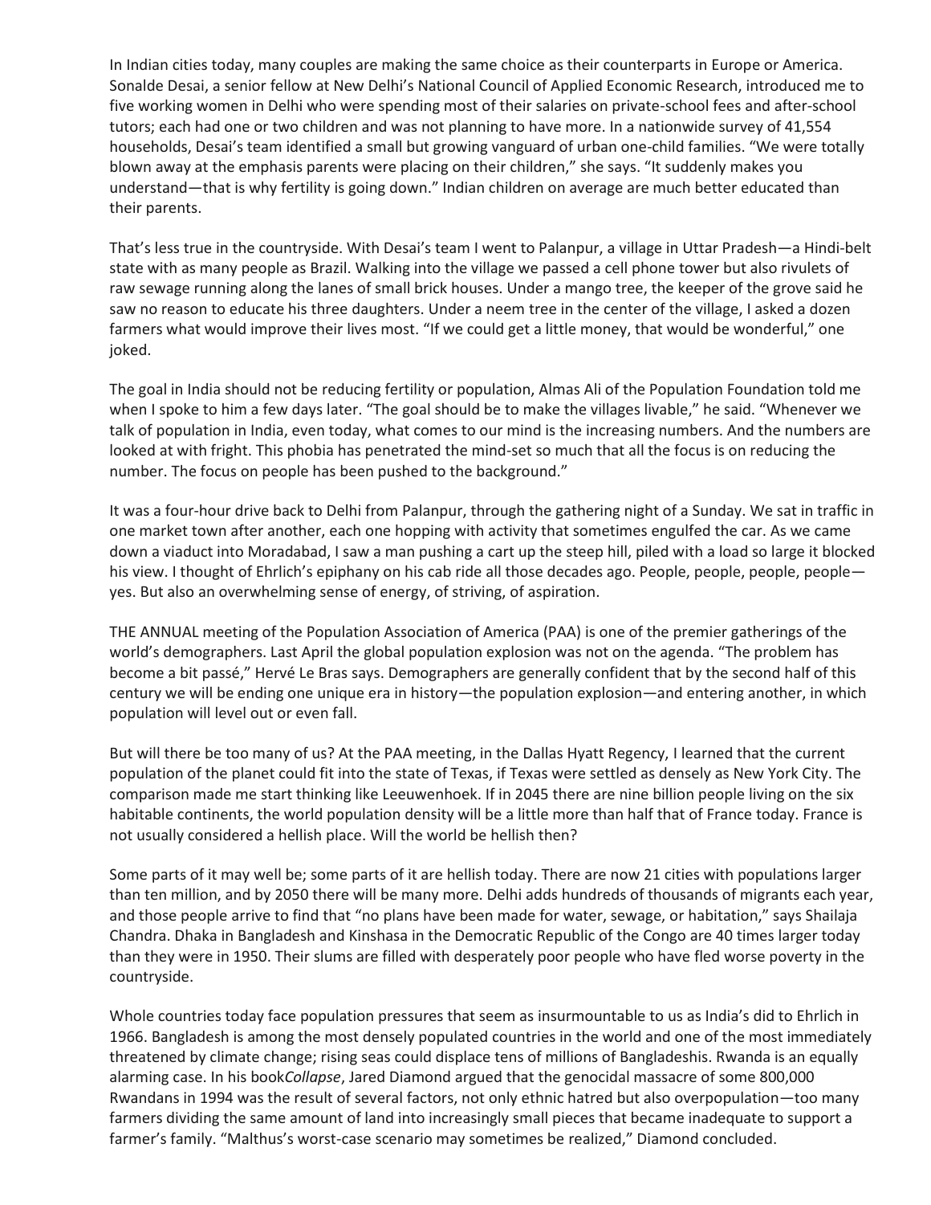In Indian cities today, many couples are making the same choice as their counterparts in Europe or America. Sonalde Desai, a senior fellow at New Delhi's National Council of Applied Economic Research, introduced me to five working women in Delhi who were spending most of their salaries on private-school fees and after-school tutors; each had one or two children and was not planning to have more. In a nationwide survey of 41,554 households, Desai's team identified a small but growing vanguard of urban one-child families. "We were totally blown away at the emphasis parents were placing on their children," she says. "It suddenly makes you understand—that is why fertility is going down." Indian children on average are much better educated than their parents.

That's less true in the countryside. With Desai's team I went to Palanpur, a village in Uttar Pradesh—a Hindi-belt state with as many people as Brazil. Walking into the village we passed a cell phone tower but also rivulets of raw sewage running along the lanes of small brick houses. Under a mango tree, the keeper of the grove said he saw no reason to educate his three daughters. Under a neem tree in the center of the village, I asked a dozen farmers what would improve their lives most. "If we could get a little money, that would be wonderful," one joked.

The goal in India should not be reducing fertility or population, Almas Ali of the Population Foundation told me when I spoke to him a few days later. "The goal should be to make the villages livable," he said. "Whenever we talk of population in India, even today, what comes to our mind is the increasing numbers. And the numbers are looked at with fright. This phobia has penetrated the mind-set so much that all the focus is on reducing the number. The focus on people has been pushed to the background."

It was a four-hour drive back to Delhi from Palanpur, through the gathering night of a Sunday. We sat in traffic in one market town after another, each one hopping with activity that sometimes engulfed the car. As we came down a viaduct into Moradabad, I saw a man pushing a cart up the steep hill, piled with a load so large it blocked his view. I thought of Ehrlich's epiphany on his cab ride all those decades ago. People, people, people, people—yes. But also an overwhelming sense of energy, of striving, of aspiration.

THE ANNUAL meeting of the Population Association of America (PAA) is one of the premier gatherings of the world's demographers. Last April the global population explosion was not on the agenda. "The problem has become a bit passé," Hervé Le Bras says. Demographers are generally confident that by the second half of this century we will be ending one unique era in history—the population explosion—and entering another, in which population will level out or even fall.

But will there be too many of us? At the PAA meeting, in the Dallas Hyatt Regency, I learned that the current population of the planet could fit into the state of Texas, if Texas were settled as densely as New York City. The comparison made me start thinking like Leeuwenhoek. If in 2045 there are nine billion people living on the six habitable continents, the world population density will be a little more than half that of France today. France is not usually considered a hellish place. Will the world be hellish then?

Some parts of it may well be; some parts of it are hellish today. There are now 21 cities with populations larger than ten million, and by 2050 there will be many more. Delhi adds hundreds of thousands of migrants each year, and those people arrive to find that "no plans have been made for water, sewage, or habitation," says Shailaja Chandra. Dhaka in Bangladesh and Kinshasa in the Democratic Republic of the Congo are 40 times larger today than they were in 1950. Their slums are filled with desperately poor people who have fled worse poverty in the countryside.

Whole countries today face population pressures that seem as insurmountable to us as India's did to Ehrlich in 1966. Bangladesh is among the most densely populated countries in the world and one of the most immediately threatened by climate change; rising seas could displace tens of millions of Bangladeshis. Rwanda is an equally alarming case. In his book *Collapse*, Jared Diamond argued that the genocidal massacre of some 800,000 Rwandans in 1994 was the result of several factors, not only ethnic hatred but also overpopulation—too many farmers dividing the same amount of land into increasingly small pieces that became inadequate to support a farmer's family. "Malthus's worst-case scenario may sometimes be realized," Diamond concluded.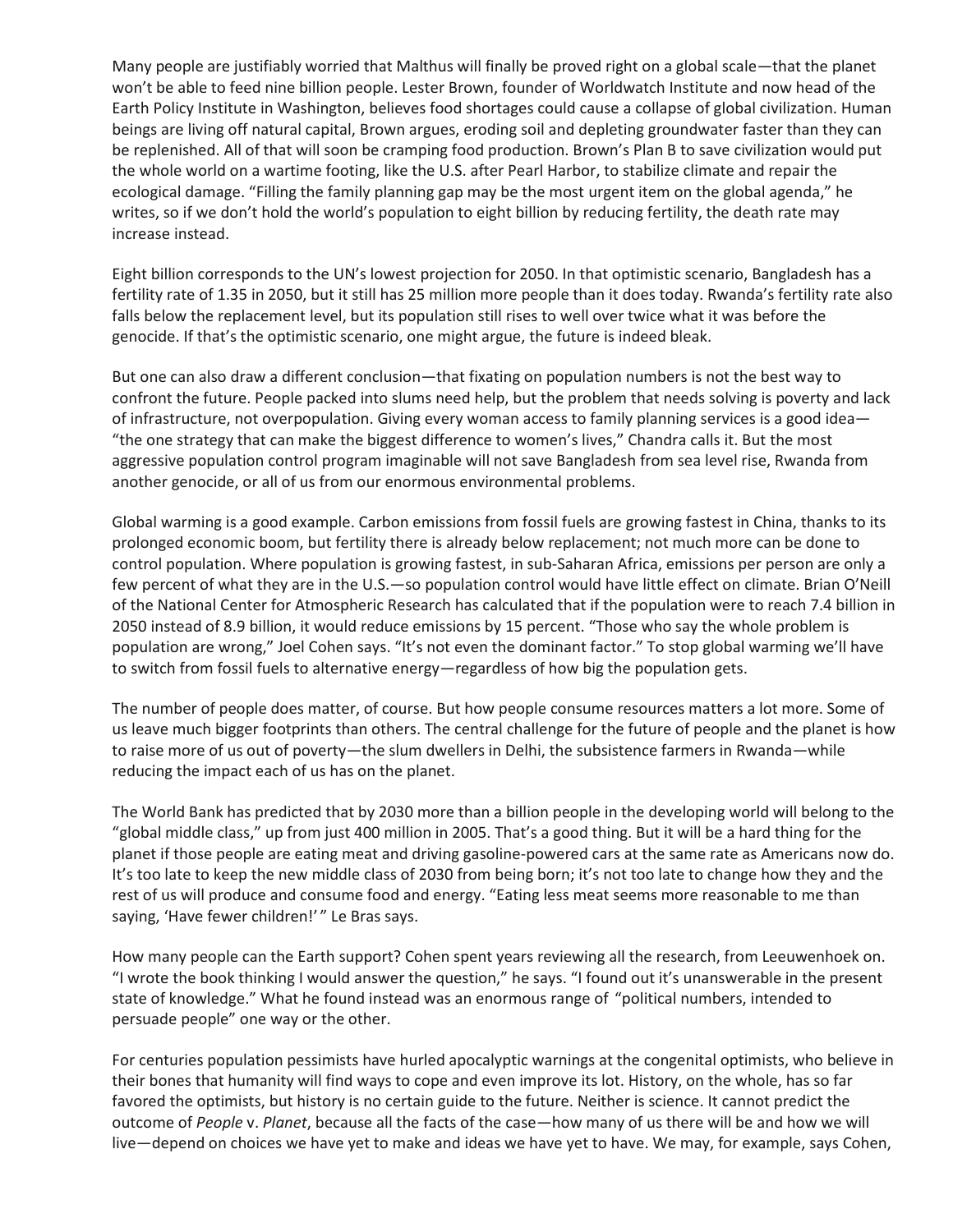Many people are justifiably worried that Malthus will finally be proved right on a global scale—that the planet won't be able to feed nine billion people. Lester Brown, founder of Worldwatch Institute and now head of the Earth Policy Institute in Washington, believes food shortages could cause a collapse of global civilization. Human beings are living off natural capital, Brown argues, eroding soil and depleting groundwater faster than they can be replenished. All of that will soon be cramping food production. Brown's Plan B to save civilization would put the whole world on a wartime footing, like the U.S. after Pearl Harbor, to stabilize climate and repair the ecological damage. "Filling the family planning gap may be the most urgent item on the global agenda," he writes, so if we don't hold the world's population to eight billion by reducing fertility, the death rate may increase instead.

Eight billion corresponds to the UN's lowest projection for 2050. In that optimistic scenario, Bangladesh has a fertility rate of 1.35 in 2050, but it still has 25 million more people than it does today. Rwanda's fertility rate also falls below the replacement level, but its population still rises to well over twice what it was before the genocide. If that's the optimistic scenario, one might argue, the future is indeed bleak.

But one can also draw a different conclusion—that fixating on population numbers is not the best way to confront the future. People packed into slums need help, but the problem that needs solving is poverty and lack of infrastructure, not overpopulation. Giving every woman access to family planning services is a good idea—"the one strategy that can make the biggest difference to women's lives," Chandra calls it. But the most aggressive population control program imaginable will not save Bangladesh from sea level rise, Rwanda from another genocide, or all of us from our enormous environmental problems.

Global warming is a good example. Carbon emissions from fossil fuels are growing fastest in China, thanks to its prolonged economic boom, but fertility there is already below replacement; not much more can be done to control population. Where population is growing fastest, in sub-Saharan Africa, emissions per person are only a few percent of what they are in the U.S.—so population control would have little effect on climate. Brian O'Neill of the National Center for Atmospheric Research has calculated that if the population were to reach 7.4 billion in 2050 instead of 8.9 billion, it would reduce emissions by 15 percent. "Those who say the whole problem is population are wrong," Joel Cohen says. "It's not even the dominant factor." To stop global warming we'll have to switch from fossil fuels to alternative energy—regardless of how big the population gets.

The number of people does matter, of course. But how people consume resources matters a lot more. Some of us leave much bigger footprints than others. The central challenge for the future of people and the planet is how to raise more of us out of poverty—the slum dwellers in Delhi, the subsistence farmers in Rwanda—while reducing the impact each of us has on the planet.

The World Bank has predicted that by 2030 more than a billion people in the developing world will belong to the "global middle class," up from just 400 million in 2005. That's a good thing. But it will be a hard thing for the planet if those people are eating meat and driving gasoline-powered cars at the same rate as Americans now do. It's too late to keep the new middle class of 2030 from being born; it's not too late to change how they and the rest of us will produce and consume food and energy. "Eating less meat seems more reasonable to me than saying, 'Have fewer children!' " Le Bras says.

How many people can the Earth support? Cohen spent years reviewing all the research, from Leeuwenhoek on. "I wrote the book thinking I would answer the question," he says. "I found out it's unanswerable in the present state of knowledge." What he found instead was an enormous range of "political numbers, intended to persuade people" one way or the other.

For centuries population pessimists have hurled apocalyptic warnings at the congenital optimists, who believe in their bones that humanity will find ways to cope and even improve its lot. History, on the whole, has so far favored the optimists, but history is no certain guide to the future. Neither is science. It cannot predict the outcome of *People* v. *Planet*, because all the facts of the case—how many of us there will be and how we will live—depend on choices we have yet to make and ideas we have yet to have. We may, for example, says Cohen,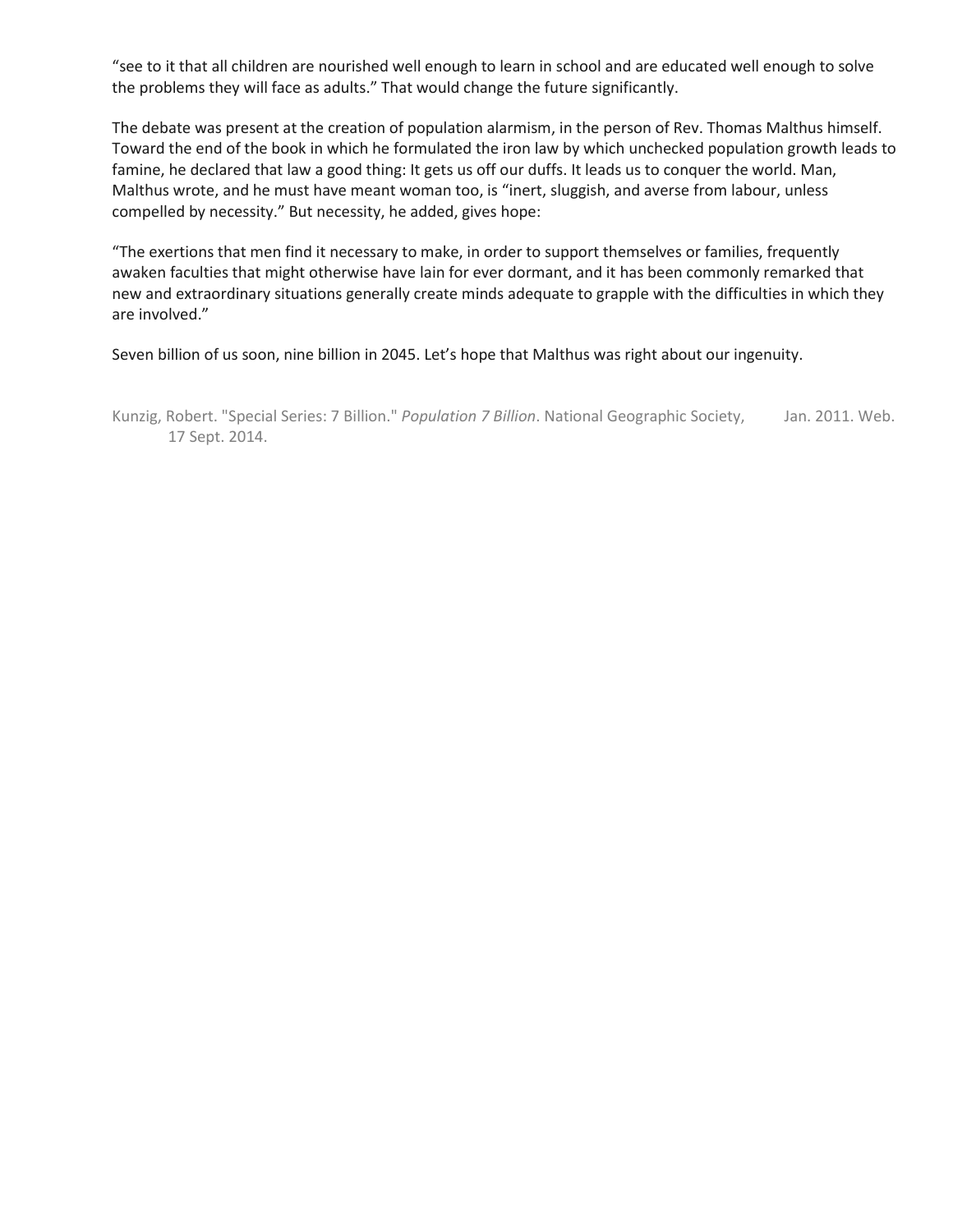"see to it that all children are nourished well enough to learn in school and are educated well enough to solve the problems they will face as adults." That would change the future significantly.

The debate was present at the creation of population alarmism, in the person of Rev. Thomas Malthus himself. Toward the end of the book in which he formulated the iron law by which unchecked population growth leads to famine, he declared that law a good thing: It gets us off our duffs. It leads us to conquer the world. Man, Malthus wrote, and he must have meant woman too, is "inert, sluggish, and averse from labour, unless compelled by necessity." But necessity, he added, gives hope:

"The exertions that men find it necessary to make, in order to support themselves or families, frequently awaken faculties that might otherwise have lain for ever dormant, and it has been commonly remarked that new and extraordinary situations generally create minds adequate to grapple with the difficulties in which they are involved."

Seven billion of us soon, nine billion in 2045. Let's hope that Malthus was right about our ingenuity.

Kunzig, Robert. "Special Series: 7 Billion." *Population 7 Billion*. National Geographic Society, Jan. 2011. Web. 17 Sept. 2014.